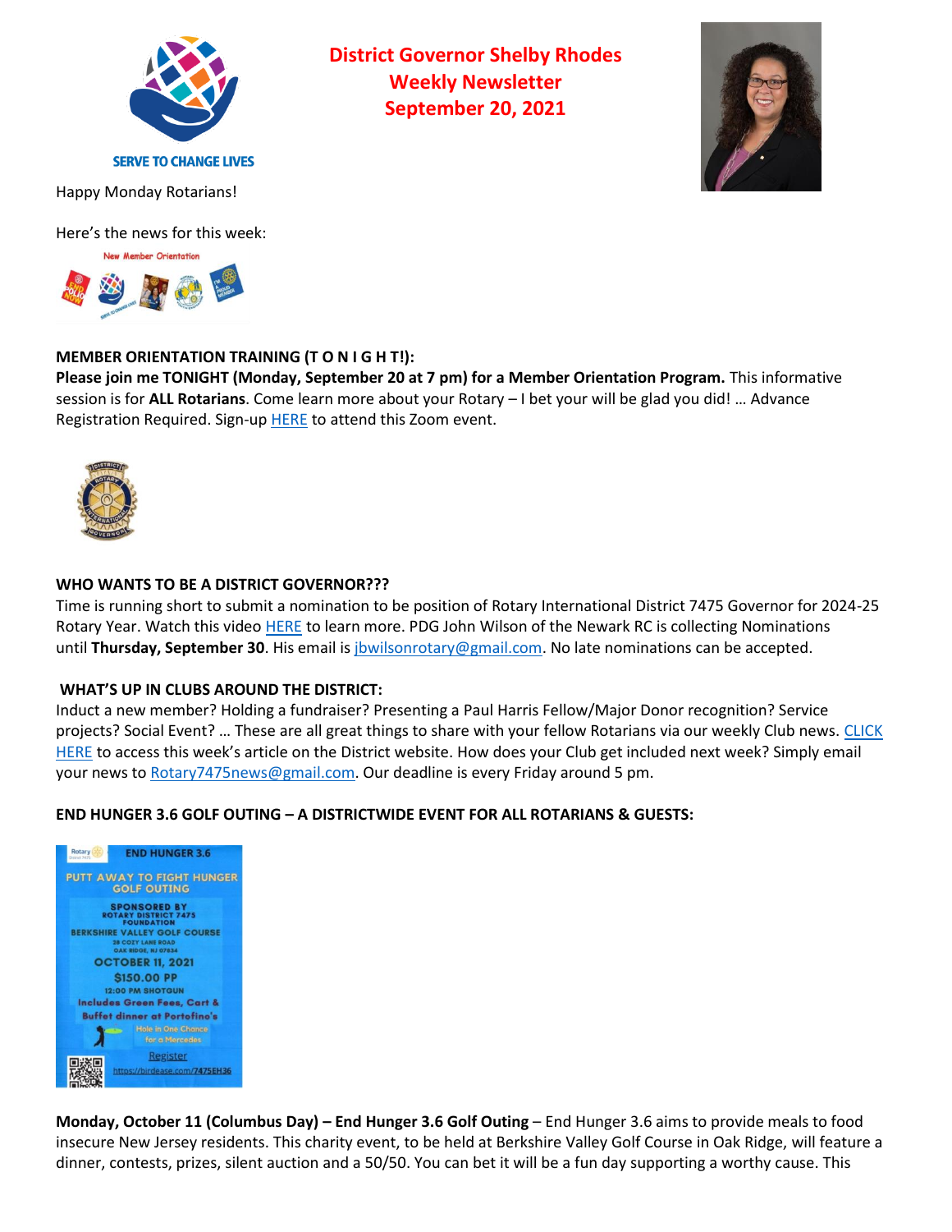SERVE TO CHANGE LIVES

# District Governor Shelby Rhodes Weekly Newsletter September 20, 2021

Happy Monday Rotarians!

Here's the news for this week:

### MEMBER ORIENTATION TRAINING (T O N I G H T!):

**Please join me TONIGHT (Monday, September 20 at 7 pm) for a Member Orientation Program.** This informative session is for **ALL Rotarians**. Come learn more about your Rotary – I bet your will be glad you did! … Advance Registration Required. Sign-up HERE to attend this Zoom event.

### WHO WANTS TO BE A DISTRICT GOVERNOR???

Time is running short to submit a nomination to be position of Rotary International District 7475 Governor for 2024-25 Rotary Year. Watch this video HERE to learn more. PDG John Wilson of the Newark RC is collecting Nominations until **Thursday, September 30**. His email is jbwilsonrotary@gmail.com. No late nominations can be accepted.

### WHAT'S UP IN CLUBS AROUND THE DISTRICT:

Induct a new member? Holding a fundraiser? Presenting a Paul Harris Fellow/Major Donor recognition? Service projects? Social Event? … These are all great things to share with your fellow Rotarians via our weekly Club news. CLICK HERE to access this week's article on the District website. How does your Club get included next week? Simply email your news to Rotary7475news@gmail.com. Our deadline is every Friday around 5 pm.

### END HUNGER 3.6 GOLF OUTING – A DISTRICTWIDE EVENT FOR ALL ROTARIANS & GUESTS:

**Monday, October 11 (Columbus Day) – End Hunger 3.6 Golf Outing** – End Hunger 3.6 aims to provide meals to food insecure New Jersey residents. This charity event, to be held at Berkshire Valley Golf Course in Oak Ridge, will feature a dinner, contests, prizes, silent auction and a 50/50. You can bet it will be a fun day supporting a worthy cause. This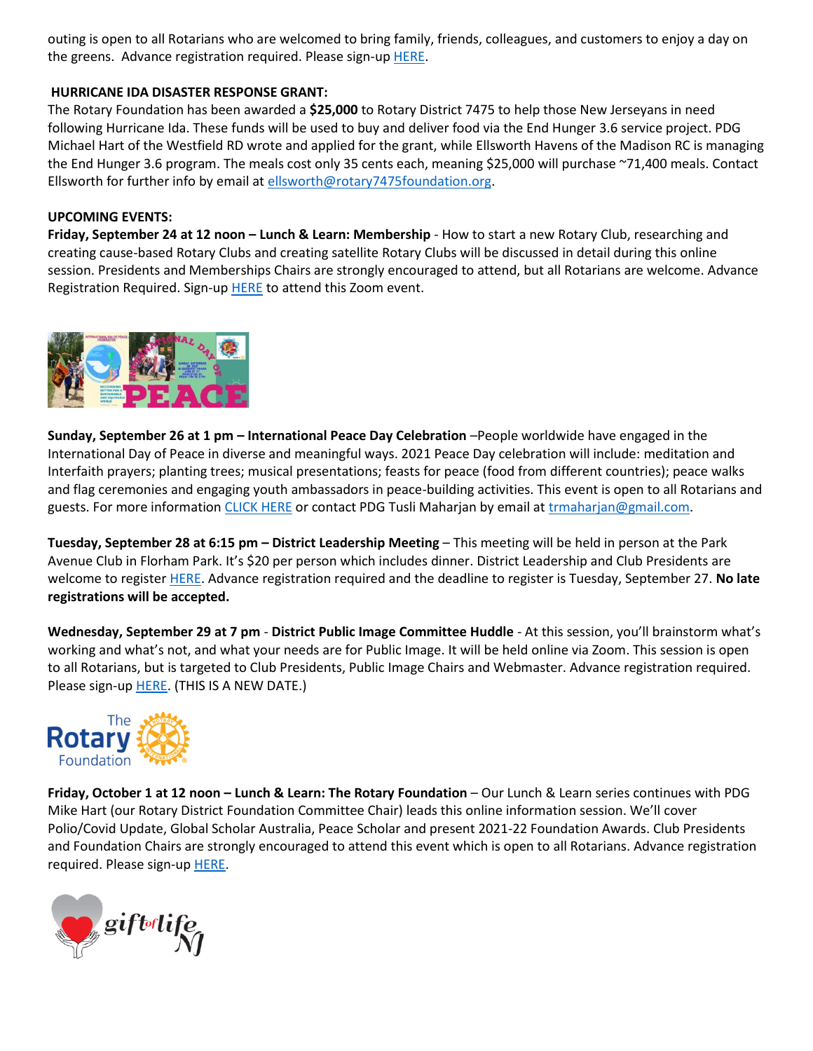outing is open to all Rotarians who are welcomed to bring family, friends, colleagues, and customers to enjoy a day on the greens. Advance registration required. Please sign-up HERE.

**HURRICANE IDA DISASTER RESPONSE GRANT:**

The Rotary Foundation has been awarded a **$25,000** to Rotary District 7475 to help those New Jerseyans in need following Hurricane Ida. These funds will be used to buy and deliver food via the End Hunger 3.6 service project. PDG Michael Hart of the Westfield RD wrote and applied for the grant, while Ellsworth Havens of the Madison RC is managing the End Hunger 3.6 program. The meals cost only 35 cents each, meaning $25,000 will purchase ~71,400 meals. Contact Ellsworth for further info by email at ellsworth@rotary7475foundation.org.

**UPCOMING EVENTS:**

**Friday, September 24 at 12 noon – Lunch & Learn: Membership** - How to start a new Rotary Club, researching and creating cause-based Rotary Clubs and creating satellite Rotary Clubs will be discussed in detail during this online session. Presidents and Memberships Chairs are strongly encouraged to attend, but all Rotarians are welcome. Advance Registration Required. Sign-up HERE to attend this Zoom event.

**Sunday, September 26 at 1 pm – International Peace Day Celebration** –People worldwide have engaged in the International Day of Peace in diverse and meaningful ways. 2021 Peace Day celebration will include: meditation and Interfaith prayers; planting trees; musical presentations; feasts for peace (food from different countries); peace walks and flag ceremonies and engaging youth ambassadors in peace-building activities. This event is open to all Rotarians and guests. For more information CLICK HERE or contact PDG Tusli Maharjan by email at trmaharjan@gmail.com.

**Tuesday, September 28 at 6:15 pm – District Leadership Meeting** – This meeting will be held in person at the Park Avenue Club in Florham Park. It's $20 per person which includes dinner. District Leadership and Club Presidents are welcome to register HERE. Advance registration required and the deadline to register is Tuesday, September 27. **No late registrations will be accepted.**

**Wednesday, September 29 at 7 pm** - **District Public Image Committee Huddle** - At this session, you'll brainstorm what's working and what's not, and what your needs are for Public Image. It will be held online via Zoom. This session is open to all Rotarians, but is targeted to Club Presidents, Public Image Chairs and Webmaster. Advance registration required. Please sign-up HERE. (THIS IS A NEW DATE.)

**Friday, October 1 at 12 noon – Lunch & Learn: The Rotary Foundation** – Our Lunch & Learn series continues with PDG Mike Hart (our Rotary District Foundation Committee Chair) leads this online information session. We'll cover Polio/Covid Update, Global Scholar Australia, Peace Scholar and present 2021-22 Foundation Awards. Club Presidents and Foundation Chairs are strongly encouraged to attend this event which is open to all Rotarians. Advance registration required. Please sign-up HERE.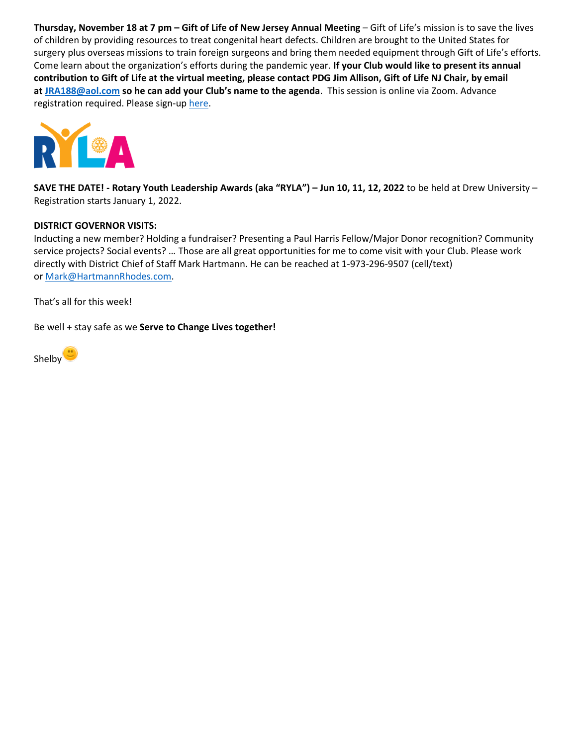**Thursday, November 18 at 7 pm – Gift of Life of New Jersey Annual Meeting** – Gift of Life's mission is to save the lives of children by providing resources to treat congenital heart defects. Children are brought to the United States for surgery plus overseas missions to train foreign surgeons and bring them needed equipment through Gift of Life's efforts. Come learn about the organization's efforts during the pandemic year. **If your Club would like to present its annual contribution to Gift of Life at the virtual meeting, please contact PDG Jim Allison, Gift of Life NJ Chair, by email at JRA188@aol.com so he can add your Club's name to the agenda**. This session is online via Zoom. Advance registration required. Please sign-up here.

RYLA

**SAVE THE DATE! - Rotary Youth Leadership Awards (aka "RYLA") – Jun 10, 11, 12, 2022** to be held at Drew University – Registration starts January 1, 2022.

**DISTRICT GOVERNOR VISITS:**

Inducting a new member? Holding a fundraiser? Presenting a Paul Harris Fellow/Major Donor recognition? Community service projects? Social events? … Those are all great opportunities for me to come visit with your Club. Please work directly with District Chief of Staff Mark Hartmann. He can be reached at 1-973-296-9507 (cell/text) or Mark@HartmannRhodes.com.

That's all for this week!

Be well + stay safe as we **Serve to Change Lives together!**

Shelby 🙂